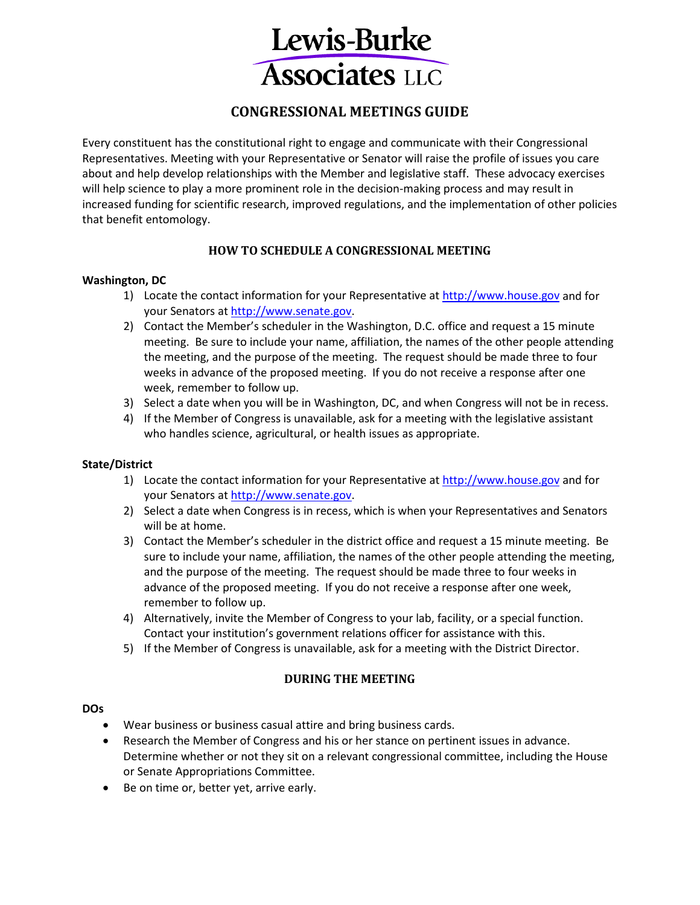# Lewis-Burke Associates LLC

## CONGRESSIONAL MEETINGS GUIDE

Every constituent has the constitutional right to engage and communicate with their Congressional Representatives. Meeting with your Representative or Senator will raise the profile of issues you care about and help develop relationships with the Member and legislative staff. These advocacy exercises will help science to play a more prominent role in the decision-making process and may result in increased funding for scientific research, improved regulations, and the implementation of other policies that benefit entomology.

### HOW TO SCHEDULE A CONGRESSIONAL MEETING

**Washington, DC**

1) Locate the contact information for your Representative at http://www.house.gov and for your Senators at http://www.senate.gov.
2) Contact the Member's scheduler in the Washington, D.C. office and request a 15 minute meeting. Be sure to include your name, affiliation, the names of the other people attending the meeting, and the purpose of the meeting. The request should be made three to four weeks in advance of the proposed meeting. If you do not receive a response after one week, remember to follow up.
3) Select a date when you will be in Washington, DC, and when Congress will not be in recess.
4) If the Member of Congress is unavailable, ask for a meeting with the legislative assistant who handles science, agricultural, or health issues as appropriate.

**State/District**

1) Locate the contact information for your Representative at http://www.house.gov and for your Senators at http://www.senate.gov.
2) Select a date when Congress is in recess, which is when your Representatives and Senators will be at home.
3) Contact the Member's scheduler in the district office and request a 15 minute meeting. Be sure to include your name, affiliation, the names of the other people attending the meeting, and the purpose of the meeting. The request should be made three to four weeks in advance of the proposed meeting. If you do not receive a response after one week, remember to follow up.
4) Alternatively, invite the Member of Congress to your lab, facility, or a special function. Contact your institution's government relations officer for assistance with this.
5) If the Member of Congress is unavailable, ask for a meeting with the District Director.

### DURING THE MEETING

**DOs**

- Wear business or business casual attire and bring business cards.
- Research the Member of Congress and his or her stance on pertinent issues in advance. Determine whether or not they sit on a relevant congressional committee, including the House or Senate Appropriations Committee.
- Be on time or, better yet, arrive early.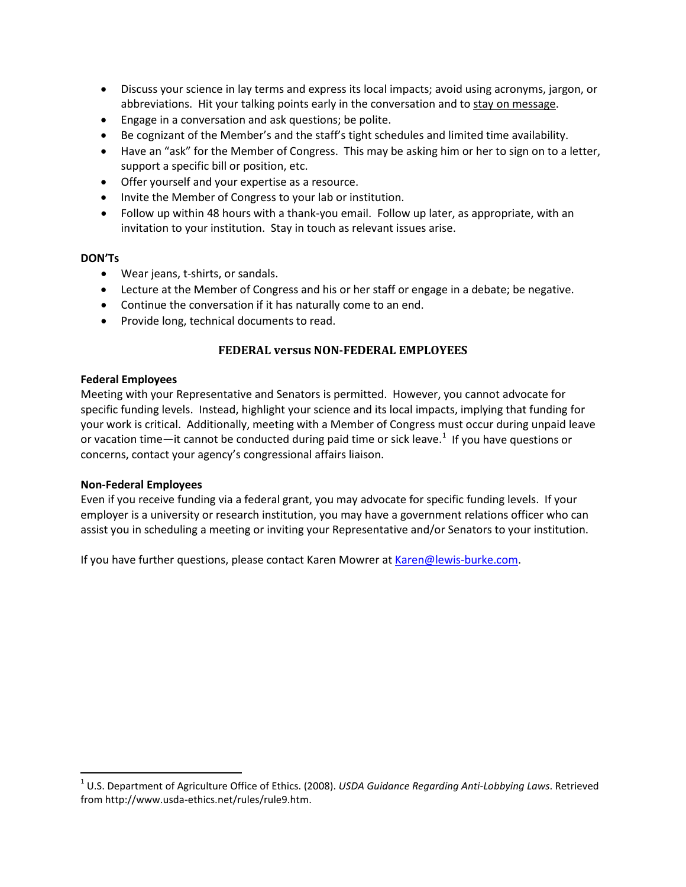- Discuss your science in lay terms and express its local impacts; avoid using acronyms, jargon, or abbreviations. Hit your talking points early in the conversation and to stay on message.
- Engage in a conversation and ask questions; be polite.
- Be cognizant of the Member's and the staff's tight schedules and limited time availability.
- Have an "ask" for the Member of Congress. This may be asking him or her to sign on to a letter, support a specific bill or position, etc.
- Offer yourself and your expertise as a resource.
- Invite the Member of Congress to your lab or institution.
- Follow up within 48 hours with a thank-you email. Follow up later, as appropriate, with an invitation to your institution. Stay in touch as relevant issues arise.

**DON'Ts**

- Wear jeans, t-shirts, or sandals.
- Lecture at the Member of Congress and his or her staff or engage in a debate; be negative.
- Continue the conversation if it has naturally come to an end.
- Provide long, technical documents to read.

## FEDERAL versus NON-FEDERAL EMPLOYEES

**Federal Employees**

Meeting with your Representative and Senators is permitted. However, you cannot advocate for specific funding levels. Instead, highlight your science and its local impacts, implying that funding for your work is critical. Additionally, meeting with a Member of Congress must occur during unpaid leave or vacation time—it cannot be conducted during paid time or sick leave.[1] If you have questions or concerns, contact your agency's congressional affairs liaison.

**Non-Federal Employees**

Even if you receive funding via a federal grant, you may advocate for specific funding levels. If your employer is a university or research institution, you may have a government relations officer who can assist you in scheduling a meeting or inviting your Representative and/or Senators to your institution.

If you have further questions, please contact Karen Mowrer at Karen@lewis-burke.com.

---

[1] U.S. Department of Agriculture Office of Ethics. (2008). *USDA Guidance Regarding Anti-Lobbying Laws*. Retrieved from http://www.usda-ethics.net/rules/rule9.htm.